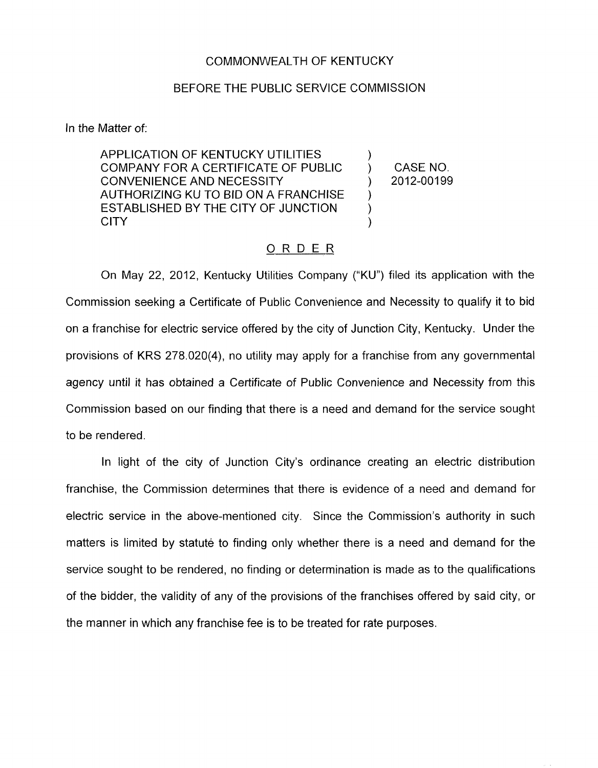COMMONWEALTH OF KENTUCKY

BEFORE THE PUBLIC SERVICE COMMISSION

In the Matter of:

| | | |
|---|---|---|
| APPLICATION OF KENTUCKY UTILITIES COMPANY FOR A CERTIFICATE OF PUBLIC CONVENIENCE AND NECESSITY AUTHORIZING KU TO BID ON A FRANCHISE ESTABLISHED BY THE CITY OF JUNCTION CITY | ) | CASE NO. 2012-00199 |

## ORDER

On May 22, 2012, Kentucky Utilities Company ("KU") filed its application with the Commission seeking a Certificate of Public Convenience and Necessity to qualify it to bid on a franchise for electric service offered by the city of Junction City, Kentucky. Under the provisions of KRS 278.020(4), no utility may apply for a franchise from any governmental agency until it has obtained a Certificate of Public Convenience and Necessity from this Commission based on our finding that there is a need and demand for the service sought to be rendered.

In light of the city of Junction City's ordinance creating an electric distribution franchise, the Commission determines that there is evidence of a need and demand for electric service in the above-mentioned city. Since the Commission's authority in such matters is limited by statute to finding only whether there is a need and demand for the service sought to be rendered, no finding or determination is made as to the qualifications of the bidder, the validity of any of the provisions of the franchises offered by said city, or the manner in which any franchise fee is to be treated for rate purposes.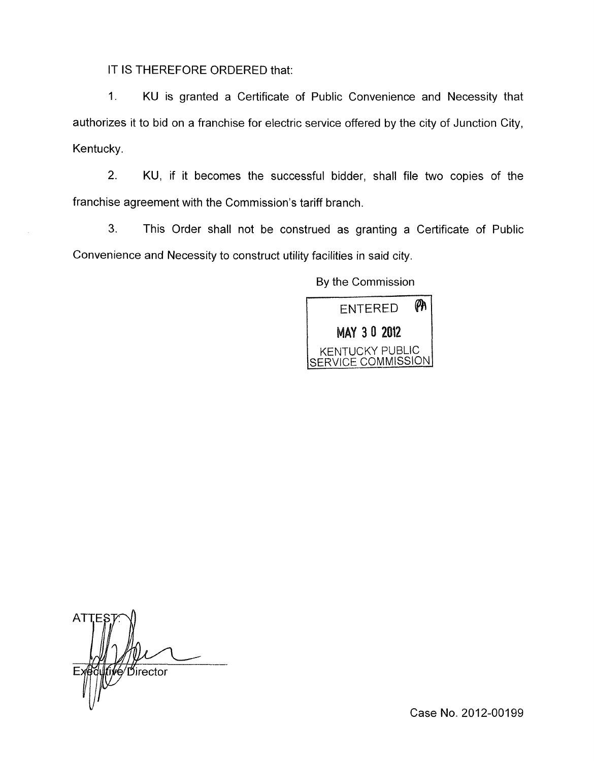IT IS THEREFORE ORDERED that:

1. KU is granted a Certificate of Public Convenience and Necessity that authorizes it to bid on a franchise for electric service offered by the city of Junction City, Kentucky.

2. KU, if it becomes the successful bidder, shall file two copies of the franchise agreement with the Commission's tariff branch.

3. This Order shall not be construed as granting a Certificate of Public Convenience and Necessity to construct utility facilities in said city.

By the Commission

ENTERED
MAY 30 2012
KENTUCKY PUBLIC SERVICE COMMISSION

ATTEST:

Executive Director

Case No. 2012-00199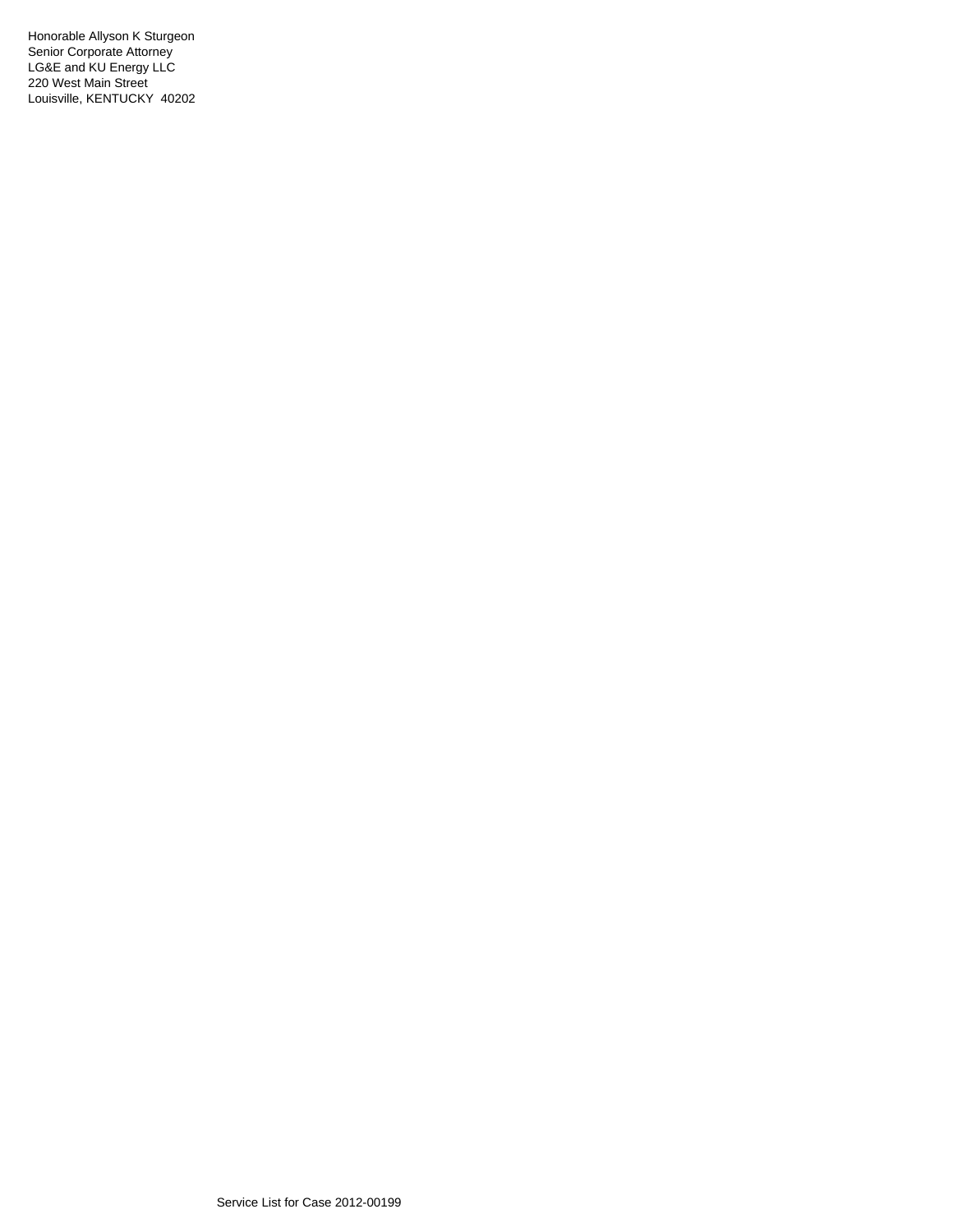Honorable Allyson K Sturgeon
Senior Corporate Attorney
LG&E and KU Energy LLC
220 West Main Street
Louisville, KENTUCKY  40202